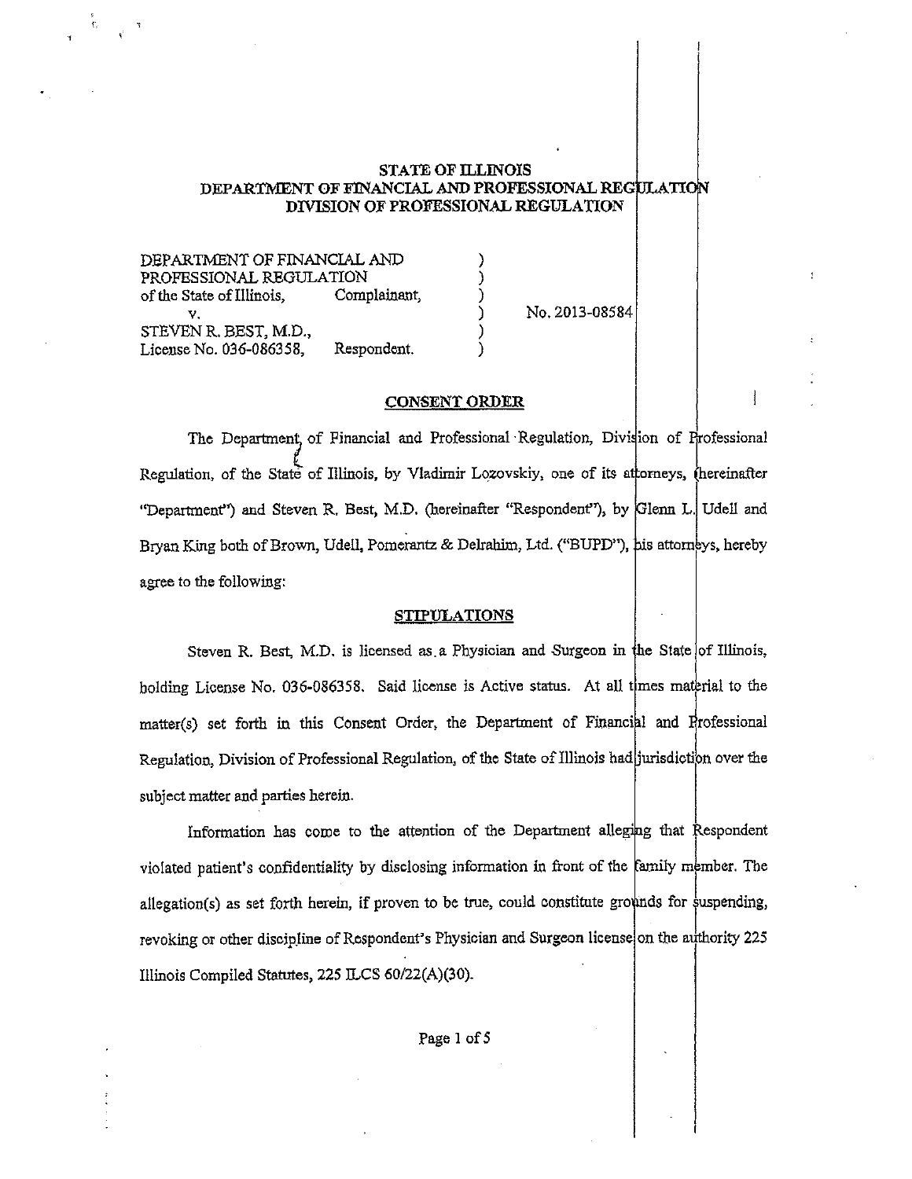# STATE OF ILLINOIS
## DEPARTMENT OF FINANCIAL AND PROFESSIONAL REGULATION
## DIVISION OF PROFESSIONAL REGULATION

DEPARTMENT OF FINANCIAL AND PROFESSIONAL REGULATION of the State of Illinois, Complainant,

v.

STEVEN R. BEST, M.D., License No. 036-086358, Respondent.

No. 2013-08584

## CONSENT ORDER

The Department of Financial and Professional Regulation, Division of Professional Regulation, of the State of Illinois, by Vladimir Lozovskiy, one of its attorneys, (hereinafter "Department") and Steven R. Best, M.D. (hereinafter "Respondent"), by Glenn L. Udell and Bryan King both of Brown, Udell, Pomerantz & Delrahim, Ltd. ("BUPD"), his attorneys, hereby agree to the following:

## STIPULATIONS

Steven R. Best, M.D. is licensed as a Physician and Surgeon in the State of Illinois, holding License No. 036-086358. Said license is Active status. At all times material to the matter(s) set forth in this Consent Order, the Department of Financial and Professional Regulation, Division of Professional Regulation, of the State of Illinois had jurisdiction over the subject matter and parties herein.

Information has come to the attention of the Department alleging that Respondent violated patient's confidentiality by disclosing information in front of the family member. The allegation(s) as set forth herein, if proven to be true, could constitute grounds for suspending, revoking or other discipline of Respondent's Physician and Surgeon license on the authority 225 Illinois Compiled Statutes, 225 ILCS 60/22(A)(30).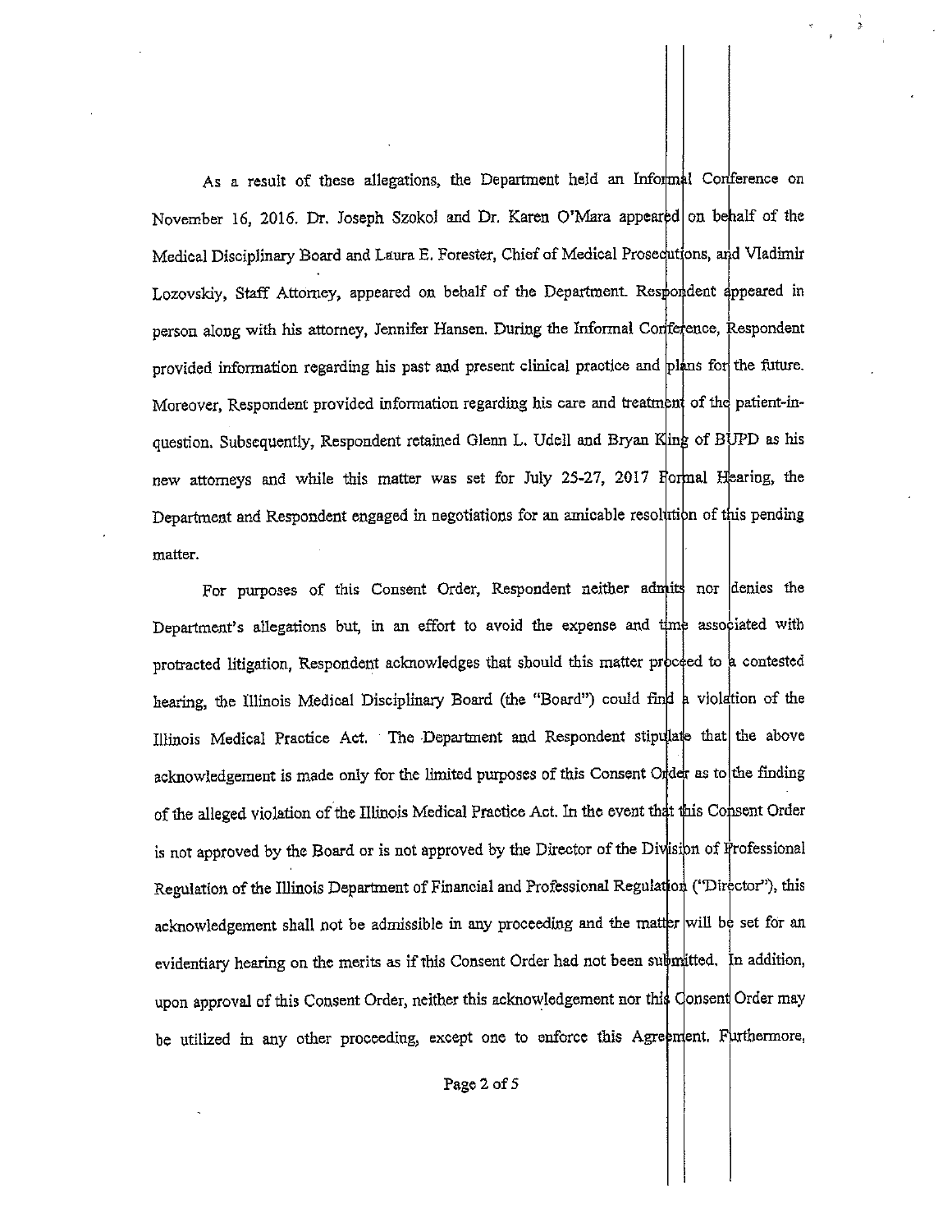As a result of these allegations, the Department held an Informal Conference on November 16, 2016. Dr. Joseph Szokol and Dr. Karen O'Mara appeared on behalf of the Medical Disciplinary Board and Laura E. Forester, Chief of Medical Prosecutions, and Vladimir Lozovskiy, Staff Attorney, appeared on behalf of the Department. Respondent appeared in person along with his attorney, Jennifer Hansen. During the Informal Conference, Respondent provided information regarding his past and present clinical practice and plans for the future. Moreover, Respondent provided information regarding his care and treatment of the patient-in-question. Subsequently, Respondent retained Glenn L. Udell and Bryan King of BUPD as his new attorneys and while this matter was set for July 25-27, 2017 Formal Hearing, the Department and Respondent engaged in negotiations for an amicable resolution of this pending matter.

For purposes of this Consent Order, Respondent neither admits nor denies the Department's allegations but, in an effort to avoid the expense and time associated with protracted litigation, Respondent acknowledges that should this matter proceed to a contested hearing, the Illinois Medical Disciplinary Board (the "Board") could find a violation of the Illinois Medical Practice Act. The Department and Respondent stipulate that the above acknowledgement is made only for the limited purposes of this Consent Order as to the finding of the alleged violation of the Illinois Medical Practice Act. In the event that this Consent Order is not approved by the Board or is not approved by the Director of the Division of Professional Regulation of the Illinois Department of Financial and Professional Regulation ("Director"), this acknowledgement shall not be admissible in any proceeding and the matter will be set for an evidentiary hearing on the merits as if this Consent Order had not been submitted. In addition, upon approval of this Consent Order, neither this acknowledgement nor this Consent Order may be utilized in any other proceeding, except one to enforce this Agreement. Furthermore,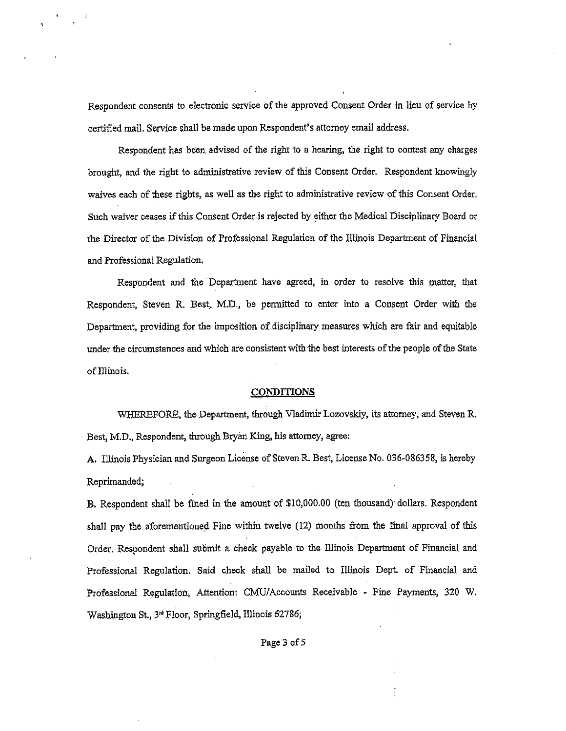Respondent consents to electronic service of the approved Consent Order in lieu of service by certified mail. Service shall be made upon Respondent's attorney email address.

Respondent has been advised of the right to a hearing, the right to contest any charges brought, and the right to administrative review of this Consent Order. Respondent knowingly waives each of these rights, as well as the right to administrative review of this Consent Order. Such waiver ceases if this Consent Order is rejected by either the Medical Disciplinary Board or the Director of the Division of Professional Regulation of the Illinois Department of Financial and Professional Regulation.

Respondent and the Department have agreed, in order to resolve this matter, that Respondent, Steven R. Best, M.D., be permitted to enter into a Consent Order with the Department, providing for the imposition of disciplinary measures which are fair and equitable under the circumstances and which are consistent with the best interests of the people of the State of Illinois.

## CONDITIONS

WHEREFORE, the Department, through Vladimir Lozovskiy, its attorney, and Steven R. Best, M.D., Respondent, through Bryan King, his attorney, agree:

**A.** Illinois Physician and Surgeon License of Steven R. Best, License No. 036-086358, is hereby Reprimanded;

**B.** Respondent shall be fined in the amount of $10,000.00 (ten thousand) dollars. Respondent shall pay the aforementioned Fine within twelve (12) months from the final approval of this Order. Respondent shall submit a check payable to the Illinois Department of Financial and Professional Regulation. Said check shall be mailed to Illinois Dept. of Financial and Professional Regulation, Attention: CMU/Accounts Receivable - Fine Payments, 320 W. Washington St., 3rd Floor, Springfield, Illinois 62786;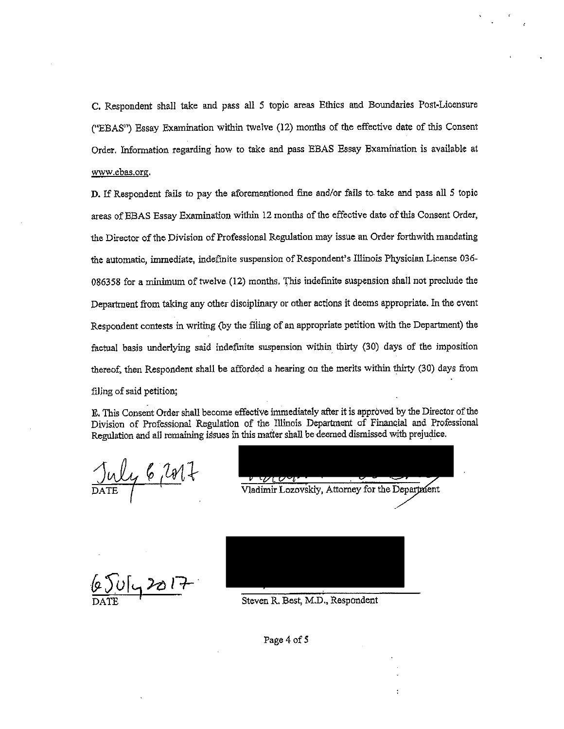C. Respondent shall take and pass all 5 topic areas Ethics and Boundaries Post-Licensure ("EBAS") Essay Examination within twelve (12) months of the effective date of this Consent Order. Information regarding how to take and pass EBAS Essay Examination is available at www.ebas.org.

D. If Respondent fails to pay the aforementioned fine and/or fails to take and pass all 5 topic areas of EBAS Essay Examination within 12 months of the effective date of this Consent Order, the Director of the Division of Professional Regulation may issue an Order forthwith mandating the automatic, immediate, indefinite suspension of Respondent's Illinois Physician License 036-086358 for a minimum of twelve (12) months. This indefinite suspension shall not preclude the Department from taking any other disciplinary or other actions it deems appropriate. In the event Respondent contests in writing (by the filing of an appropriate petition with the Department) the factual basis underlying said indefinite suspension within thirty (30) days of the imposition thereof, then Respondent shall be afforded a hearing on the merits within thirty (30) days from filing of said petition;

E. This Consent Order shall become effective immediately after it is approved by the Director of the Division of Professional Regulation of the Illinois Department of Financial and Professional Regulation and all remaining issues in this matter shall be deemed dismissed with prejudice.

July 6, 2017
DATE

Vladimir Lozovskiy, Attorney for the Department

6 July 2017
DATE

Steven R. Best, M.D., Respondent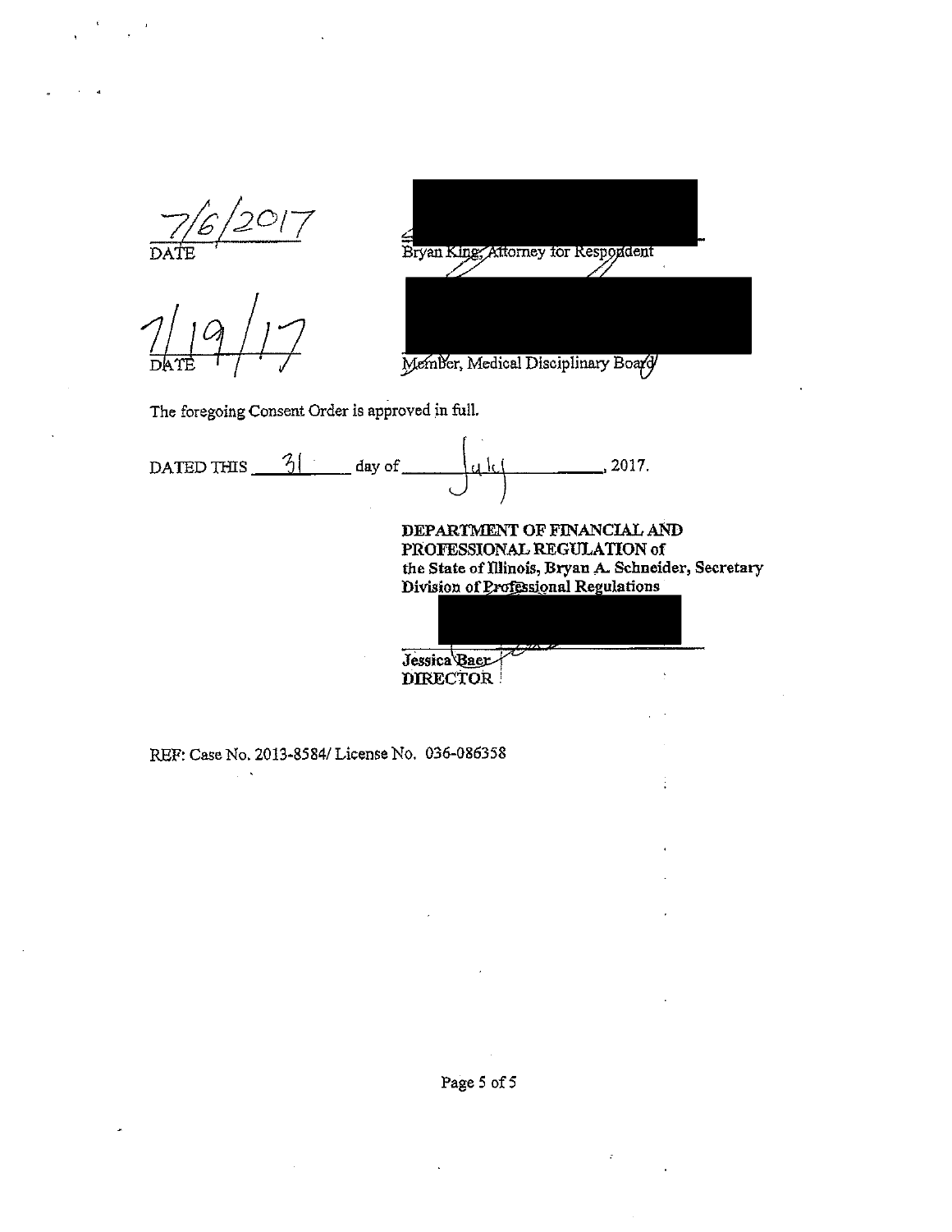7/6/2017
DATE

Bryan King, Attorney for Respondent

7/19/17
DATE

Member, Medical Disciplinary Board

The foregoing Consent Order is approved in full.

DATED THIS 31 day of July, 2017.

**DEPARTMENT OF FINANCIAL AND PROFESSIONAL REGULATION of the State of Illinois, Bryan A. Schneider, Secretary Division of Professional Regulations**

**Jessica Baer**
**DIRECTOR**

REF: Case No. 2013-8584/ License No. 036-086358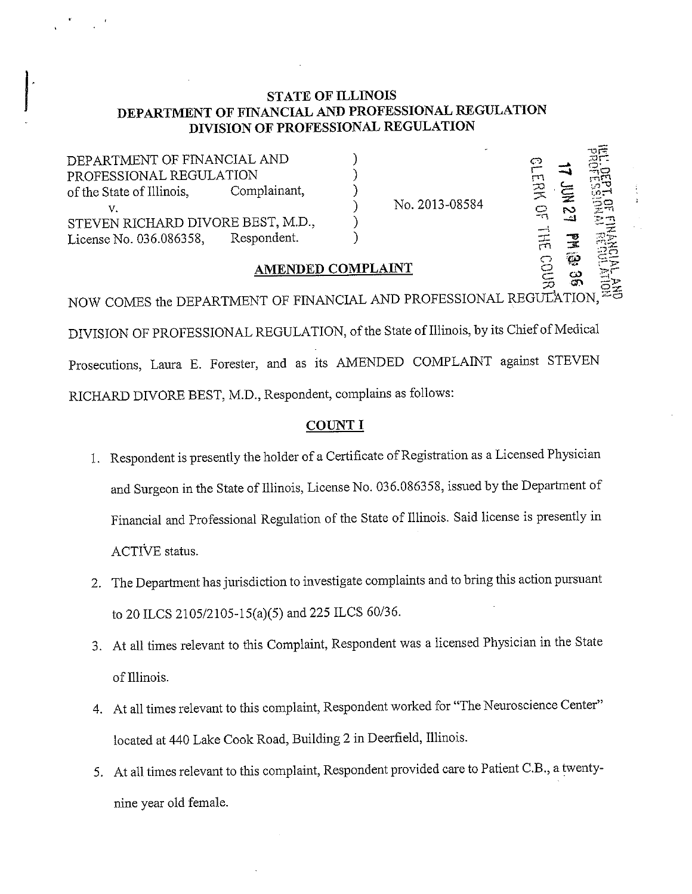## STATE OF ILLINOIS
## DEPARTMENT OF FINANCIAL AND PROFESSIONAL REGULATION
## DIVISION OF PROFESSIONAL REGULATION

| | | |
|---|---|---|
| DEPARTMENT OF FINANCIAL AND PROFESSIONAL REGULATION of the State of Illinois, Complainant, | ) | |
| v. | ) | No. 2013-08584 |
| STEVEN RICHARD DIVORE BEST, M.D., License No. 036.086358, Respondent. | ) | |

ILL. DEPT. OF FINANCIAL AND PROFESSIONAL REGULATION
17 JUN 27 PM 12:36
CLERK OF THE COURT

### AMENDED COMPLAINT

NOW COMES the DEPARTMENT OF FINANCIAL AND PROFESSIONAL REGULATION, DIVISION OF PROFESSIONAL REGULATION, of the State of Illinois, by its Chief of Medical Prosecutions, Laura E. Forester, and as its AMENDED COMPLAINT against STEVEN RICHARD DIVORE BEST, M.D., Respondent, complains as follows:

### COUNT I

1. Respondent is presently the holder of a Certificate of Registration as a Licensed Physician and Surgeon in the State of Illinois, License No. 036.086358, issued by the Department of Financial and Professional Regulation of the State of Illinois. Said license is presently in ACTIVE status.
2. The Department has jurisdiction to investigate complaints and to bring this action pursuant to 20 ILCS 2105/2105-15(a)(5) and 225 ILCS 60/36.
3. At all times relevant to this Complaint, Respondent was a licensed Physician in the State of Illinois.
4. At all times relevant to this complaint, Respondent worked for "The Neuroscience Center" located at 440 Lake Cook Road, Building 2 in Deerfield, Illinois.
5. At all times relevant to this complaint, Respondent provided care to Patient C.B., a twenty-nine year old female.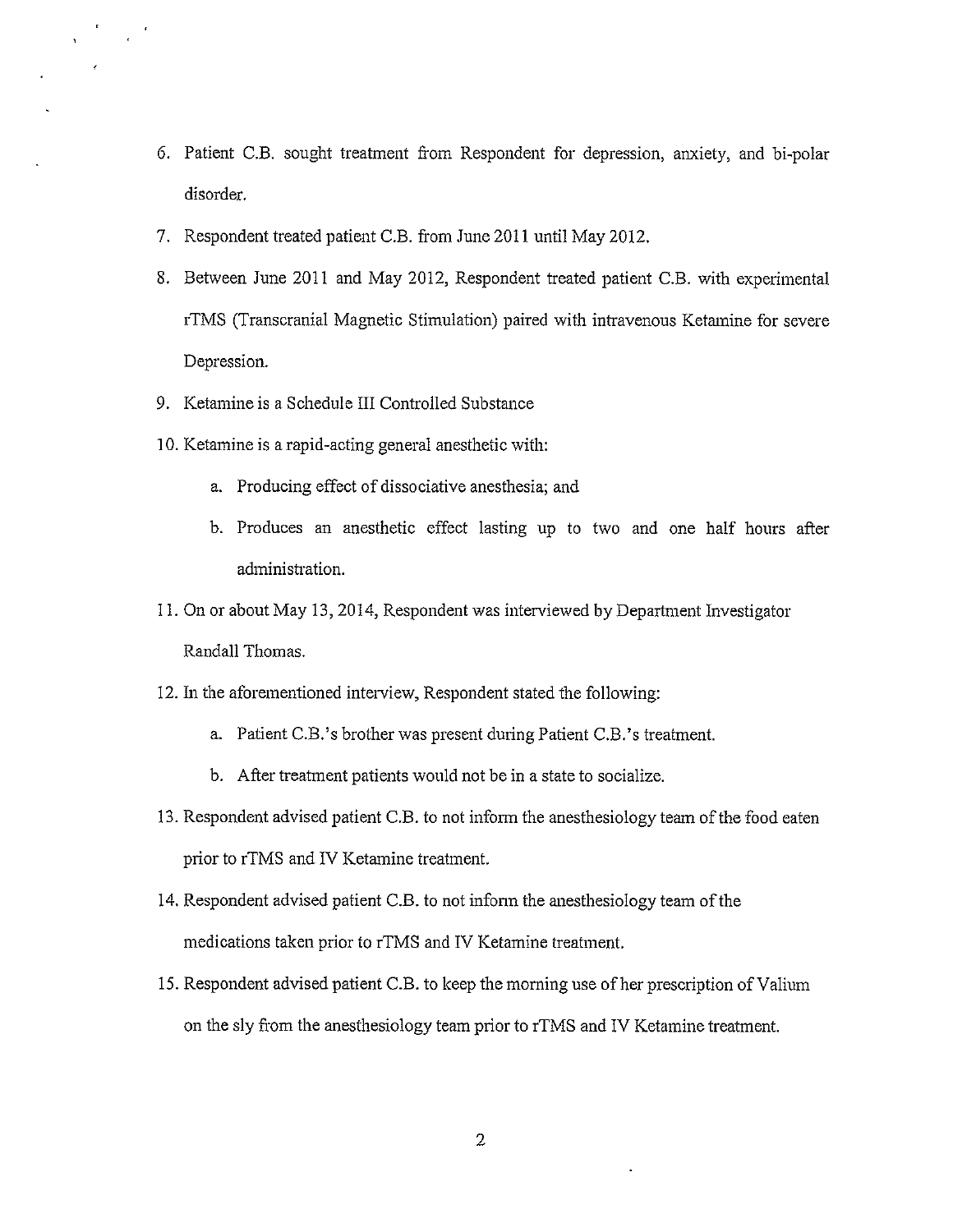6. Patient C.B. sought treatment from Respondent for depression, anxiety, and bi-polar disorder.

7. Respondent treated patient C.B. from June 2011 until May 2012.

8. Between June 2011 and May 2012, Respondent treated patient C.B. with experimental rTMS (Transcranial Magnetic Stimulation) paired with intravenous Ketamine for severe Depression.

9. Ketamine is a Schedule III Controlled Substance

10. Ketamine is a rapid-acting general anesthetic with:

    a. Producing effect of dissociative anesthesia; and

    b. Produces an anesthetic effect lasting up to two and one half hours after administration.

11. On or about May 13, 2014, Respondent was interviewed by Department Investigator Randall Thomas.

12. In the aforementioned interview, Respondent stated the following:

    a. Patient C.B.'s brother was present during Patient C.B.'s treatment.

    b. After treatment patients would not be in a state to socialize.

13. Respondent advised patient C.B. to not inform the anesthesiology team of the food eaten prior to rTMS and IV Ketamine treatment.

14. Respondent advised patient C.B. to not inform the anesthesiology team of the medications taken prior to rTMS and IV Ketamine treatment.

15. Respondent advised patient C.B. to keep the morning use of her prescription of Valium on the sly from the anesthesiology team prior to rTMS and IV Ketamine treatment.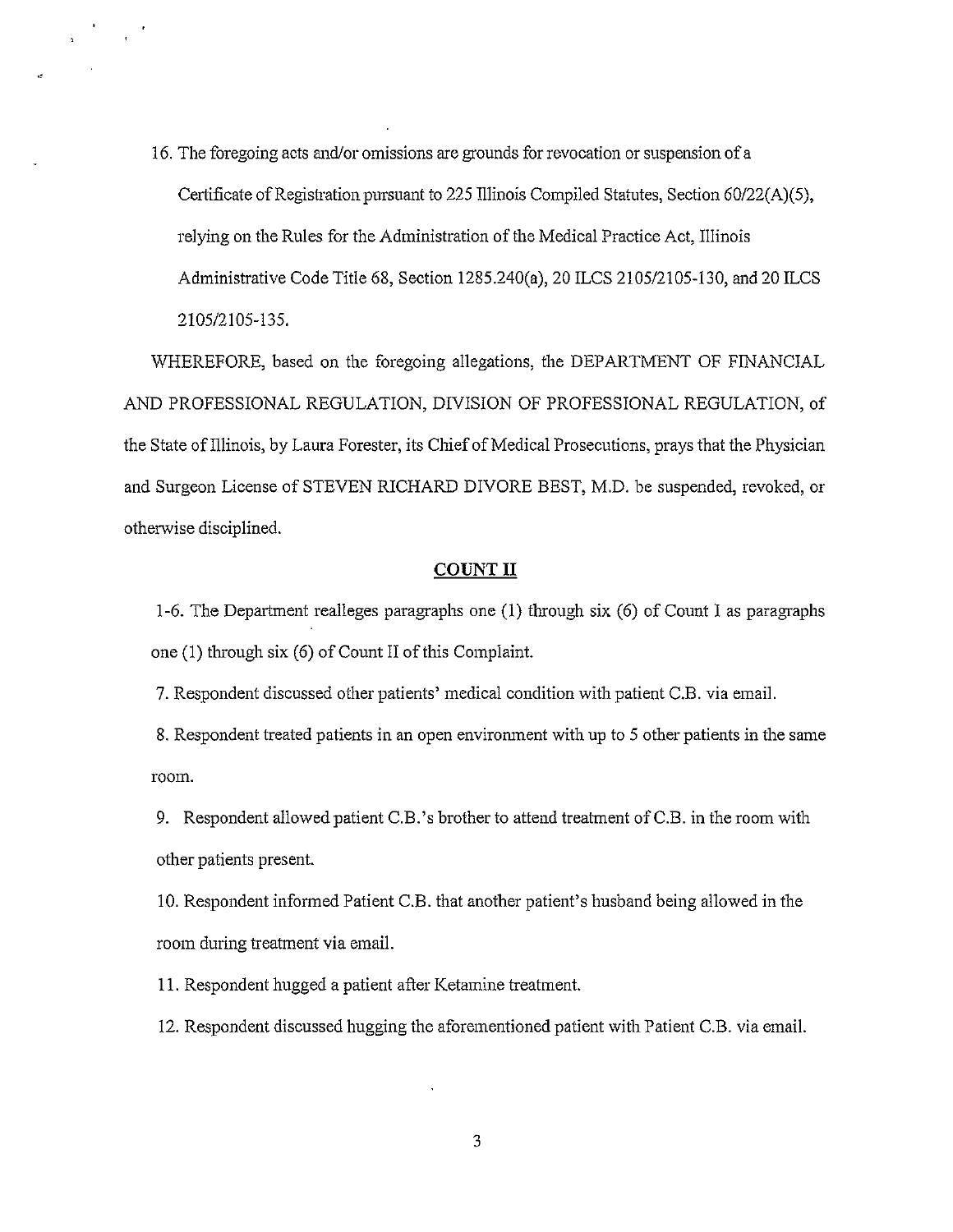16. The foregoing acts and/or omissions are grounds for revocation or suspension of a Certificate of Registration pursuant to 225 Illinois Compiled Statutes, Section 60/22(A)(5), relying on the Rules for the Administration of the Medical Practice Act, Illinois Administrative Code Title 68, Section 1285.240(a), 20 ILCS 2105/2105-130, and 20 ILCS 2105/2105-135.

WHEREFORE, based on the foregoing allegations, the DEPARTMENT OF FINANCIAL AND PROFESSIONAL REGULATION, DIVISION OF PROFESSIONAL REGULATION, of the State of Illinois, by Laura Forester, its Chief of Medical Prosecutions, prays that the Physician and Surgeon License of STEVEN RICHARD DIVORE BEST, M.D. be suspended, revoked, or otherwise disciplined.

## COUNT II

1-6. The Department realleges paragraphs one (1) through six (6) of Count I as paragraphs one (1) through six (6) of Count II of this Complaint.

7. Respondent discussed other patients' medical condition with patient C.B. via email.

8. Respondent treated patients in an open environment with up to 5 other patients in the same room.

9. Respondent allowed patient C.B.'s brother to attend treatment of C.B. in the room with other patients present.

10. Respondent informed Patient C.B. that another patient's husband being allowed in the room during treatment via email.

11. Respondent hugged a patient after Ketamine treatment.

12. Respondent discussed hugging the aforementioned patient with Patient C.B. via email.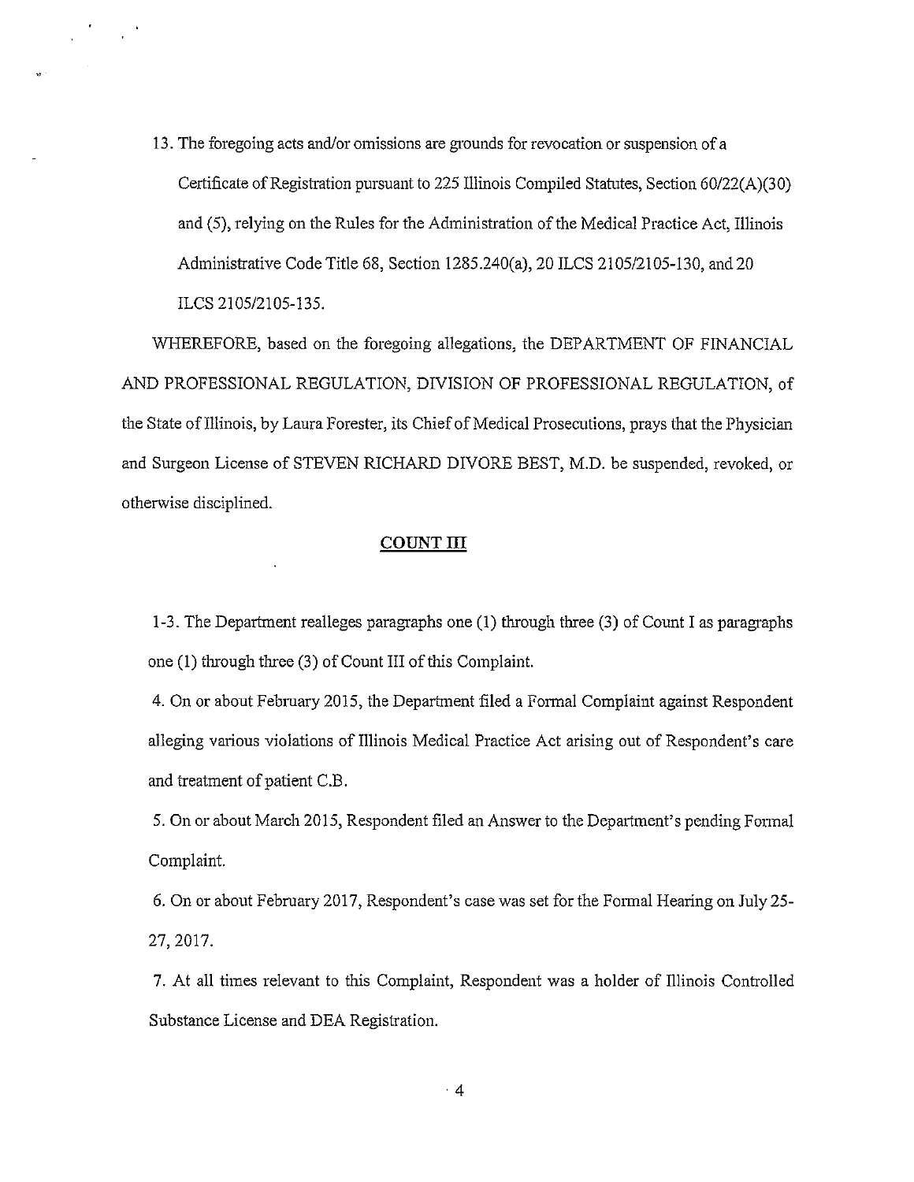13. The foregoing acts and/or omissions are grounds for revocation or suspension of a Certificate of Registration pursuant to 225 Illinois Compiled Statutes, Section 60/22(A)(30) and (5), relying on the Rules for the Administration of the Medical Practice Act, Illinois Administrative Code Title 68, Section 1285.240(a), 20 ILCS 2105/2105-130, and 20 ILCS 2105/2105-135.

WHEREFORE, based on the foregoing allegations, the DEPARTMENT OF FINANCIAL AND PROFESSIONAL REGULATION, DIVISION OF PROFESSIONAL REGULATION, of the State of Illinois, by Laura Forester, its Chief of Medical Prosecutions, prays that the Physician and Surgeon License of STEVEN RICHARD DIVORE BEST, M.D. be suspended, revoked, or otherwise disciplined.

## COUNT III

1-3. The Department realleges paragraphs one (1) through three (3) of Count I as paragraphs one (1) through three (3) of Count III of this Complaint.

4. On or about February 2015, the Department filed a Formal Complaint against Respondent alleging various violations of Illinois Medical Practice Act arising out of Respondent's care and treatment of patient C.B.

5. On or about March 2015, Respondent filed an Answer to the Department's pending Formal Complaint.

6. On or about February 2017, Respondent's case was set for the Formal Hearing on July 25-27, 2017.

7. At all times relevant to this Complaint, Respondent was a holder of Illinois Controlled Substance License and DEA Registration.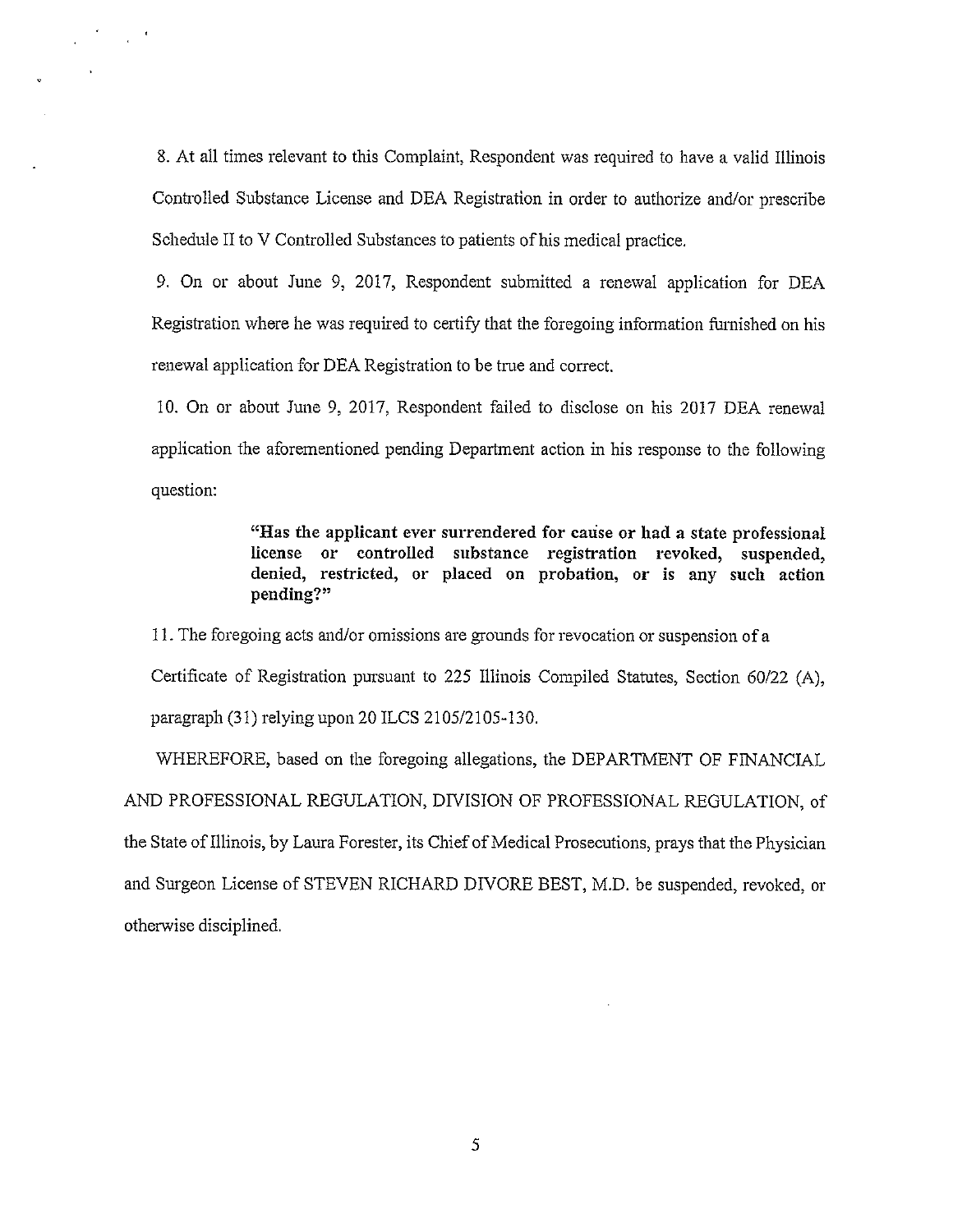8. At all times relevant to this Complaint, Respondent was required to have a valid Illinois Controlled Substance License and DEA Registration in order to authorize and/or prescribe Schedule II to V Controlled Substances to patients of his medical practice.

9. On or about June 9, 2017, Respondent submitted a renewal application for DEA Registration where he was required to certify that the foregoing information furnished on his renewal application for DEA Registration to be true and correct.

10. On or about June 9, 2017, Respondent failed to disclose on his 2017 DEA renewal application the aforementioned pending Department action in his response to the following question:

> **"Has the applicant ever surrendered for cause or had a state professional license or controlled substance registration revoked, suspended, denied, restricted, or placed on probation, or is any such action pending?"**

11. The foregoing acts and/or omissions are grounds for revocation or suspension of a Certificate of Registration pursuant to 225 Illinois Compiled Statutes, Section 60/22 (A), paragraph (31) relying upon 20 ILCS 2105/2105-130.

WHEREFORE, based on the foregoing allegations, the DEPARTMENT OF FINANCIAL AND PROFESSIONAL REGULATION, DIVISION OF PROFESSIONAL REGULATION, of the State of Illinois, by Laura Forester, its Chief of Medical Prosecutions, prays that the Physician and Surgeon License of STEVEN RICHARD DIVORE BEST, M.D. be suspended, revoked, or otherwise disciplined.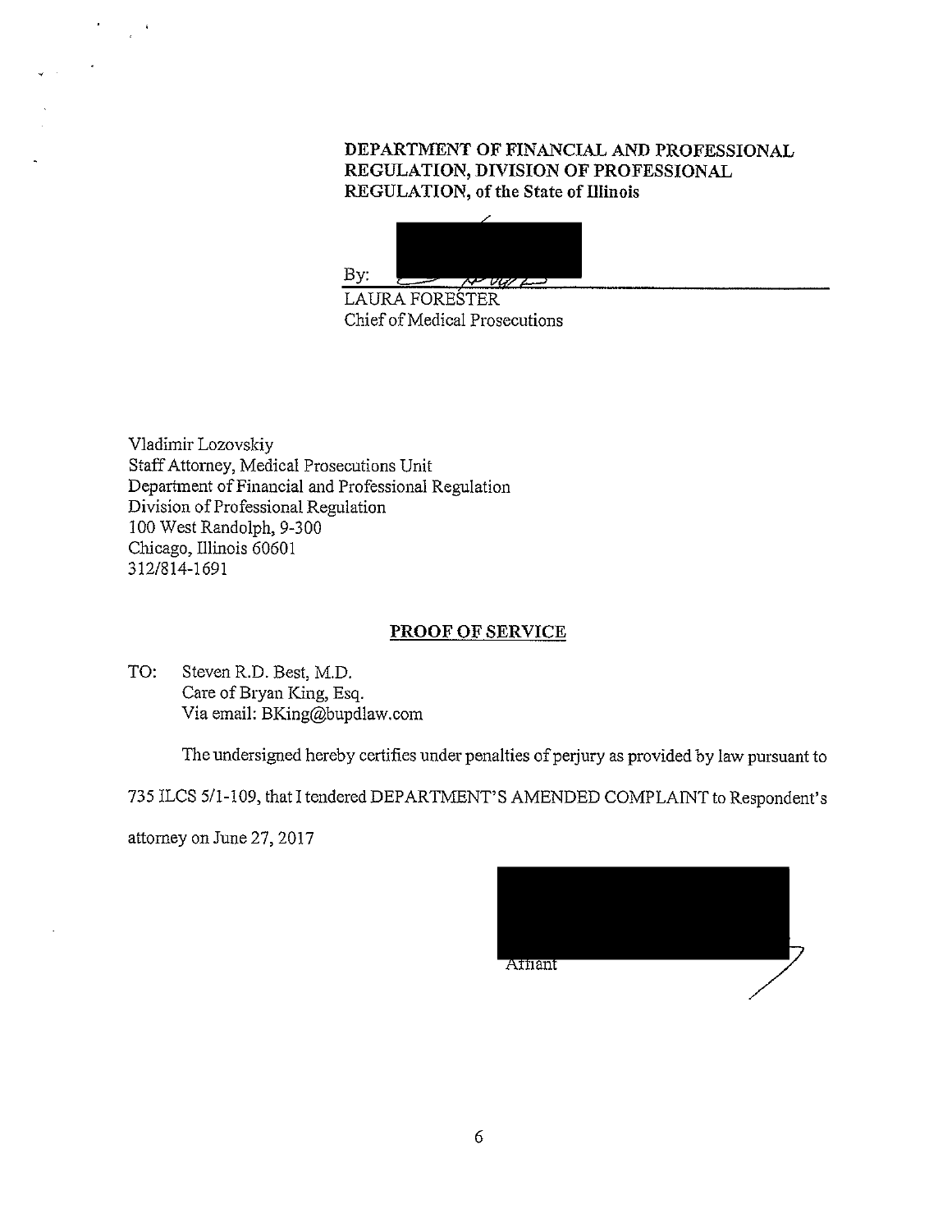**DEPARTMENT OF FINANCIAL AND PROFESSIONAL REGULATION, DIVISION OF PROFESSIONAL REGULATION, of the State of Illinois**

By: ______________________________

LAURA FORESTER
Chief of Medical Prosecutions

Vladimir Lozovskiy
Staff Attorney, Medical Prosecutions Unit
Department of Financial and Professional Regulation
Division of Professional Regulation
100 West Randolph, 9-300
Chicago, Illinois 60601
312/814-1691

## PROOF OF SERVICE

TO: Steven R.D. Best, M.D.
Care of Bryan King, Esq.
Via email: BKing@bupdlaw.com

The undersigned hereby certifies under penalties of perjury as provided by law pursuant to 735 ILCS 5/1-109, that I tendered DEPARTMENT'S AMENDED COMPLAINT to Respondent's attorney on June 27, 2017

______________________________
Affiant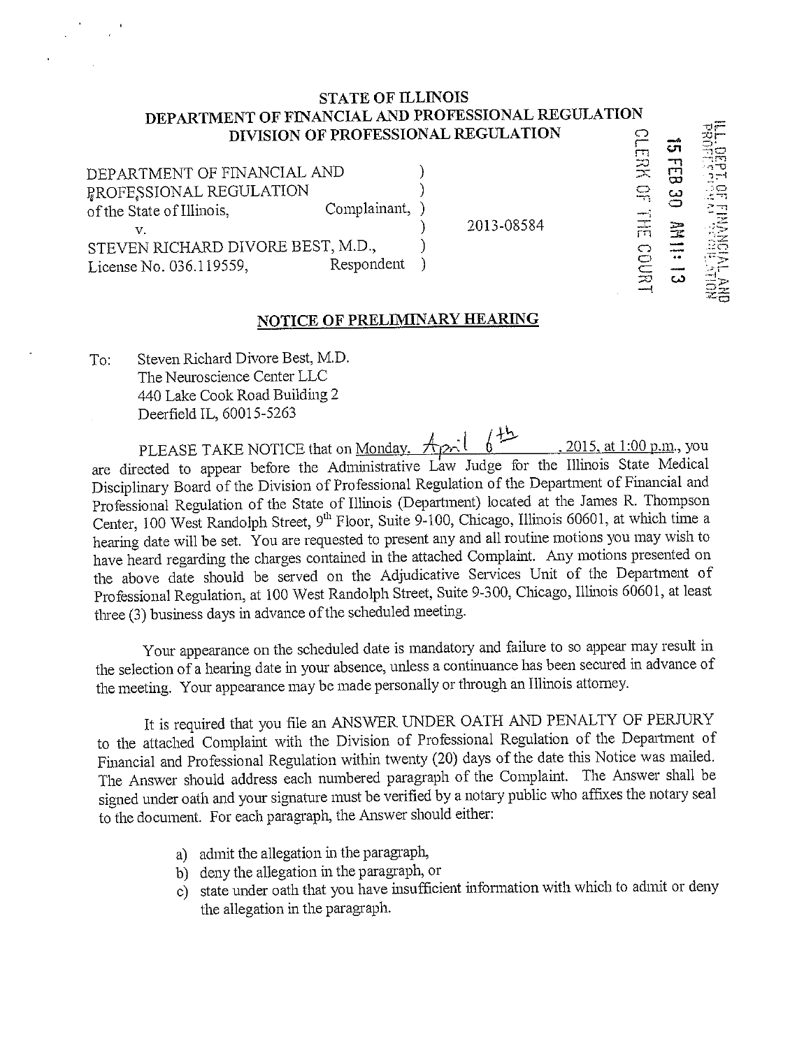# STATE OF ILLINOIS
## DEPARTMENT OF FINANCIAL AND PROFESSIONAL REGULATION
## DIVISION OF PROFESSIONAL REGULATION

CLERK OF THE COURT 15 FEB 30 AM 11:13 ILL. DEPT. OF FINANCIAL AND PROFESSIONAL REGULATION

| | | |
|---|---|---|
| DEPARTMENT OF FINANCIAL AND PROFESSIONAL REGULATION of the State of Illinois, Complainant, | ) | |
| v. | ) | 2013-08584 |
| STEVEN RICHARD DIVORE BEST, M.D., License No. 036.119559, Respondent | ) | |

## NOTICE OF PRELIMINARY HEARING

To: Steven Richard Divore Best, M.D.
The Neuroscience Center LLC
440 Lake Cook Road Building 2
Deerfield IL, 60015-5263

PLEASE TAKE NOTICE that on Monday, April 6th, 2015, at 1:00 p.m., you are directed to appear before the Administrative Law Judge for the Illinois State Medical Disciplinary Board of the Division of Professional Regulation of the Department of Financial and Professional Regulation of the State of Illinois (Department) located at the James R. Thompson Center, 100 West Randolph Street, 9th Floor, Suite 9-100, Chicago, Illinois 60601, at which time a hearing date will be set. You are requested to present any and all routine motions you may wish to have heard regarding the charges contained in the attached Complaint. Any motions presented on the above date should be served on the Adjudicative Services Unit of the Department of Professional Regulation, at 100 West Randolph Street, Suite 9-300, Chicago, Illinois 60601, at least three (3) business days in advance of the scheduled meeting.

Your appearance on the scheduled date is mandatory and failure to so appear may result in the selection of a hearing date in your absence, unless a continuance has been secured in advance of the meeting. Your appearance may be made personally or through an Illinois attorney.

It is required that you file an ANSWER UNDER OATH AND PENALTY OF PERJURY to the attached Complaint with the Division of Professional Regulation of the Department of Financial and Professional Regulation within twenty (20) days of the date this Notice was mailed. The Answer should address each numbered paragraph of the Complaint. The Answer shall be signed under oath and your signature must be verified by a notary public who affixes the notary seal to the document. For each paragraph, the Answer should either:

a) admit the allegation in the paragraph,
b) deny the allegation in the paragraph, or
c) state under oath that you have insufficient information with which to admit or deny the allegation in the paragraph.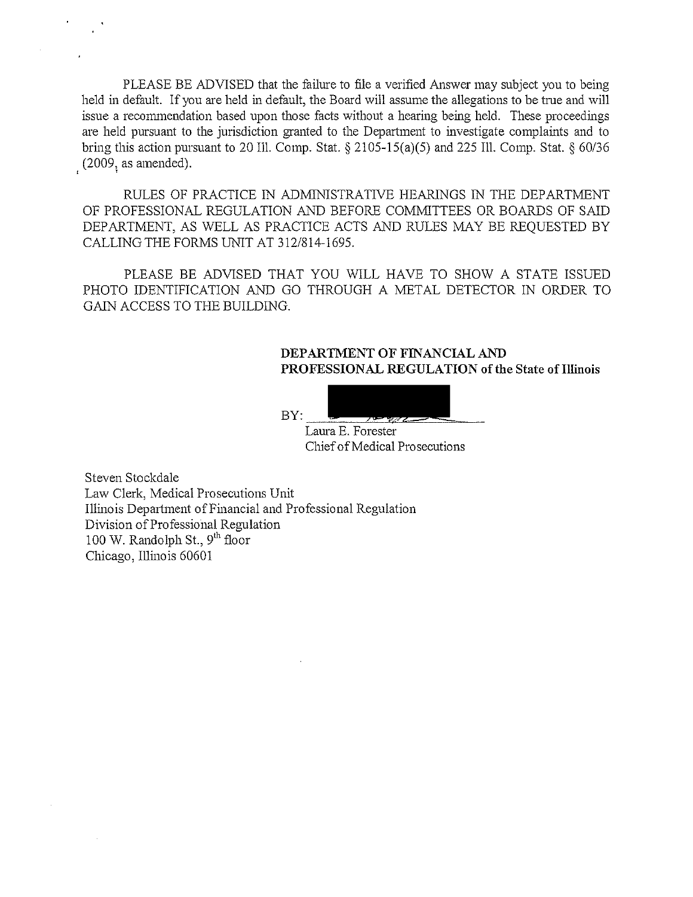PLEASE BE ADVISED that the failure to file a verified Answer may subject you to being held in default. If you are held in default, the Board will assume the allegations to be true and will issue a recommendation based upon those facts without a hearing being held. These proceedings are held pursuant to the jurisdiction granted to the Department to investigate complaints and to bring this action pursuant to 20 Ill. Comp. Stat. § 2105-15(a)(5) and 225 Ill. Comp. Stat. § 60/36 (2009, as amended).

RULES OF PRACTICE IN ADMINISTRATIVE HEARINGS IN THE DEPARTMENT OF PROFESSIONAL REGULATION AND BEFORE COMMITTEES OR BOARDS OF SAID DEPARTMENT, AS WELL AS PRACTICE ACTS AND RULES MAY BE REQUESTED BY CALLING THE FORMS UNIT AT 312/814-1695.

PLEASE BE ADVISED THAT YOU WILL HAVE TO SHOW A STATE ISSUED PHOTO IDENTIFICATION AND GO THROUGH A METAL DETECTOR IN ORDER TO GAIN ACCESS TO THE BUILDING.

**DEPARTMENT OF FINANCIAL AND PROFESSIONAL REGULATION of the State of Illinois**

BY: ______________________

Laura E. Forester
Chief of Medical Prosecutions

Steven Stockdale
Law Clerk, Medical Prosecutions Unit
Illinois Department of Financial and Professional Regulation
Division of Professional Regulation
100 W. Randolph St., 9th floor
Chicago, Illinois 60601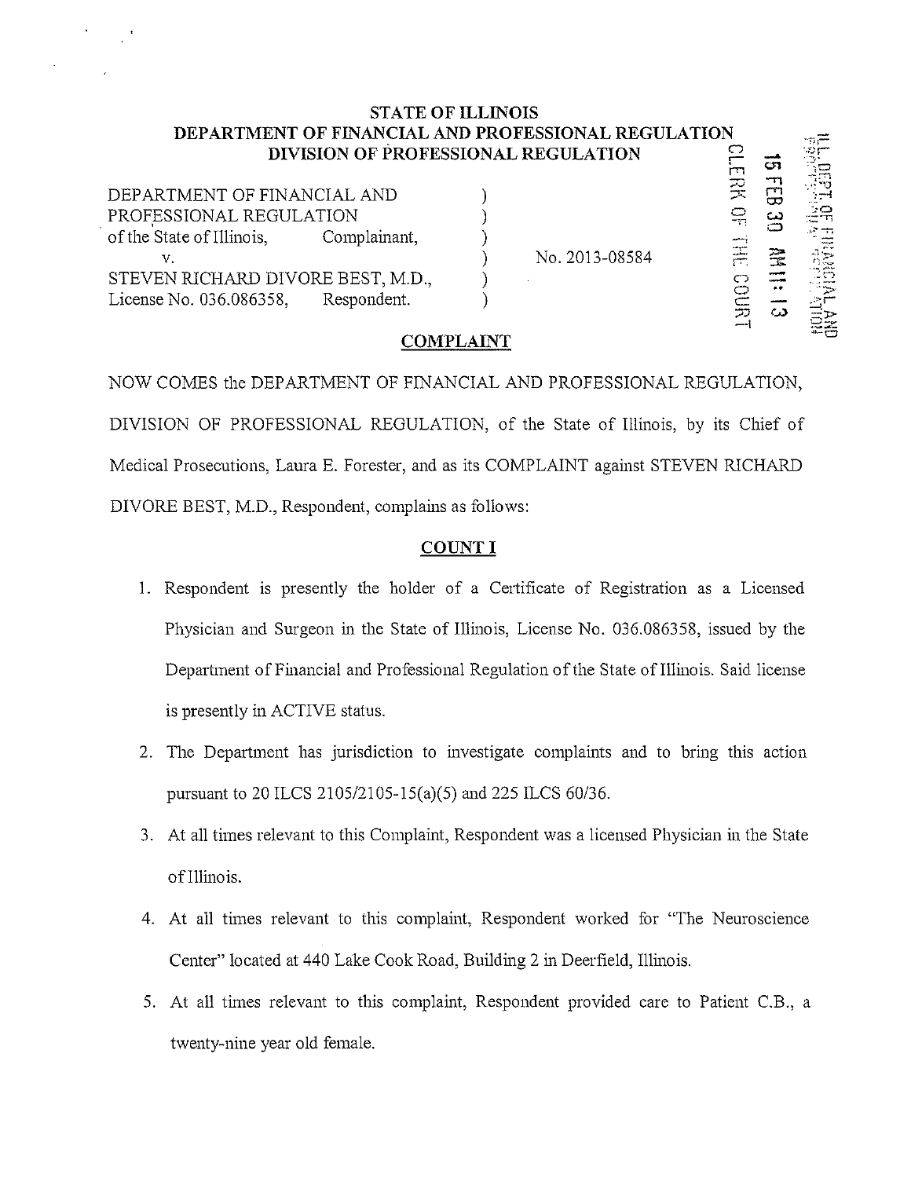# STATE OF ILLINOIS
## DEPARTMENT OF FINANCIAL AND PROFESSIONAL REGULATION
## DIVISION OF PROFESSIONAL REGULATION

CLERK OF THE COURT 15 FEB 30 AM 11:13 ILL. DEPT. OF FINANCIAL AND PROFESSIONAL REGULATION

| | | |
|---|---|---|
| DEPARTMENT OF FINANCIAL AND PROFESSIONAL REGULATION of the State of Illinois, Complainant, | ) | |
| v. | ) | No. 2013-08584 |
| STEVEN RICHARD DIVORE BEST, M.D., License No. 036.086358, Respondent. | ) | |

## COMPLAINT

NOW COMES the DEPARTMENT OF FINANCIAL AND PROFESSIONAL REGULATION, DIVISION OF PROFESSIONAL REGULATION, of the State of Illinois, by its Chief of Medical Prosecutions, Laura E. Forester, and as its COMPLAINT against STEVEN RICHARD DIVORE BEST, M.D., Respondent, complains as follows:

## COUNT I

1. Respondent is presently the holder of a Certificate of Registration as a Licensed Physician and Surgeon in the State of Illinois, License No. 036.086358, issued by the Department of Financial and Professional Regulation of the State of Illinois. Said license is presently in ACTIVE status.
2. The Department has jurisdiction to investigate complaints and to bring this action pursuant to 20 ILCS 2105/2105-15(a)(5) and 225 ILCS 60/36.
3. At all times relevant to this Complaint, Respondent was a licensed Physician in the State of Illinois.
4. At all times relevant to this complaint, Respondent worked for "The Neuroscience Center" located at 440 Lake Cook Road, Building 2 in Deerfield, Illinois.
5. At all times relevant to this complaint, Respondent provided care to Patient C.B., a twenty-nine year old female.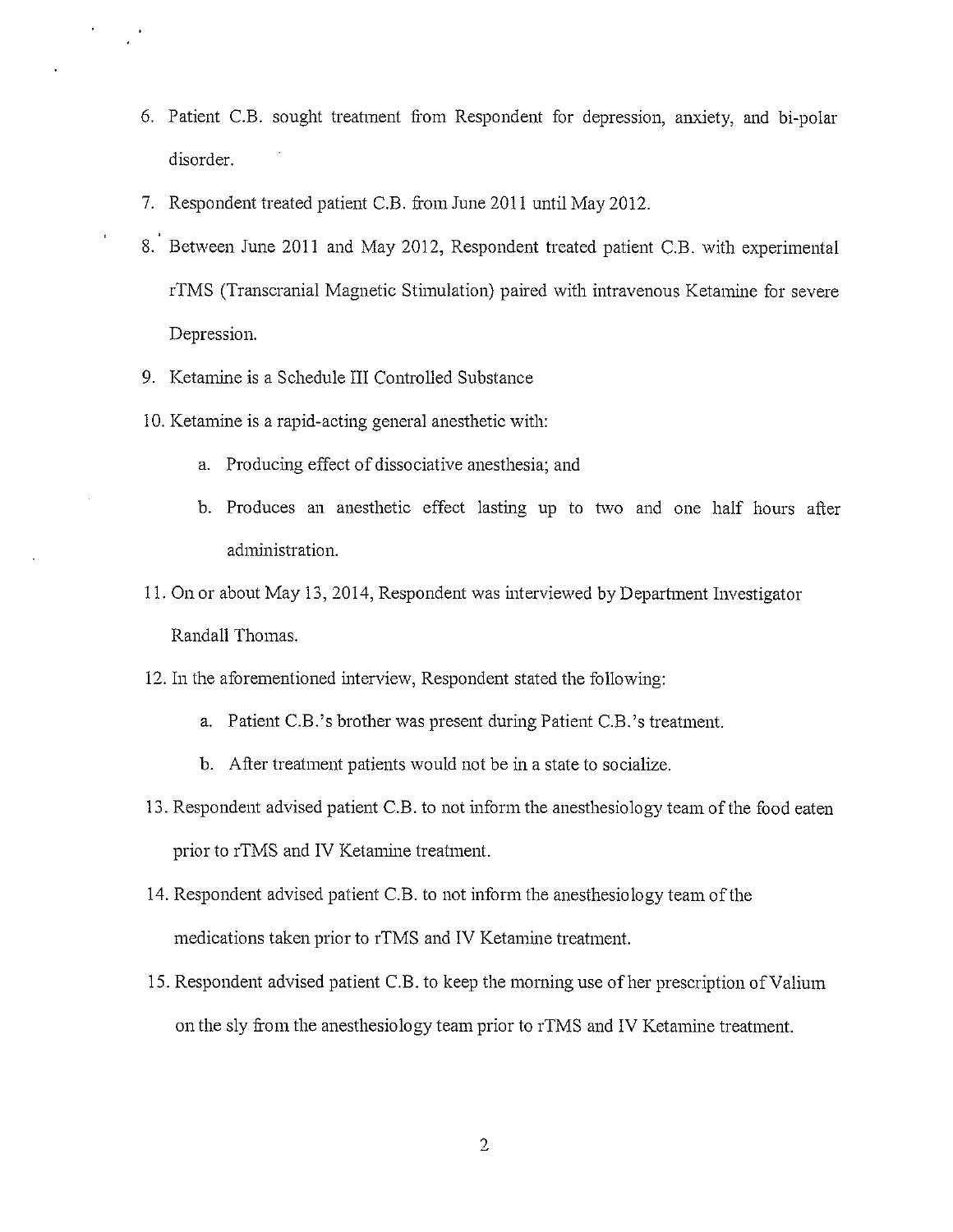6. Patient C.B. sought treatment from Respondent for depression, anxiety, and bi-polar disorder.
7. Respondent treated patient C.B. from June 2011 until May 2012.
8. Between June 2011 and May 2012, Respondent treated patient C.B. with experimental rTMS (Transcranial Magnetic Stimulation) paired with intravenous Ketamine for severe Depression.
9. Ketamine is a Schedule III Controlled Substance
10. Ketamine is a rapid-acting general anesthetic with:
    a. Producing effect of dissociative anesthesia; and
    b. Produces an anesthetic effect lasting up to two and one half hours after administration.
11. On or about May 13, 2014, Respondent was interviewed by Department Investigator Randall Thomas.
12. In the aforementioned interview, Respondent stated the following:
    a. Patient C.B.'s brother was present during Patient C.B.'s treatment.
    b. After treatment patients would not be in a state to socialize.
13. Respondent advised patient C.B. to not inform the anesthesiology team of the food eaten prior to rTMS and IV Ketamine treatment.
14. Respondent advised patient C.B. to not inform the anesthesiology team of the medications taken prior to rTMS and IV Ketamine treatment.
15. Respondent advised patient C.B. to keep the morning use of her prescription of Valium on the sly from the anesthesiology team prior to rTMS and IV Ketamine treatment.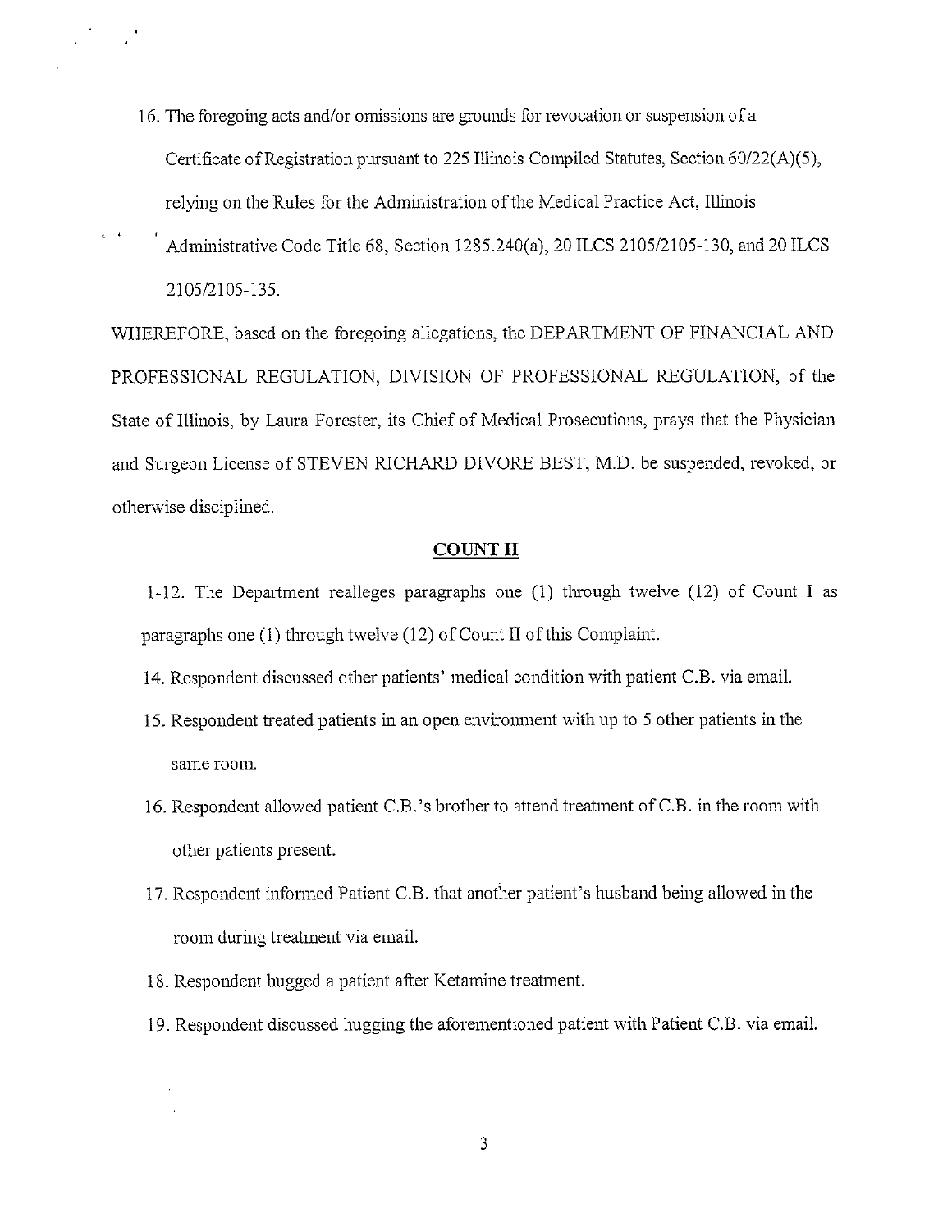16. The foregoing acts and/or omissions are grounds for revocation or suspension of a Certificate of Registration pursuant to 225 Illinois Compiled Statutes, Section 60/22(A)(5), relying on the Rules for the Administration of the Medical Practice Act, Illinois Administrative Code Title 68, Section 1285.240(a), 20 ILCS 2105/2105-130, and 20 ILCS 2105/2105-135.

WHEREFORE, based on the foregoing allegations, the DEPARTMENT OF FINANCIAL AND PROFESSIONAL REGULATION, DIVISION OF PROFESSIONAL REGULATION, of the State of Illinois, by Laura Forester, its Chief of Medical Prosecutions, prays that the Physician and Surgeon License of STEVEN RICHARD DIVORE BEST, M.D. be suspended, revoked, or otherwise disciplined.

## COUNT II

1-12. The Department realleges paragraphs one (1) through twelve (12) of Count I as paragraphs one (1) through twelve (12) of Count II of this Complaint.

14. Respondent discussed other patients' medical condition with patient C.B. via email.

15. Respondent treated patients in an open environment with up to 5 other patients in the same room.

16. Respondent allowed patient C.B.'s brother to attend treatment of C.B. in the room with other patients present.

17. Respondent informed Patient C.B. that another patient's husband being allowed in the room during treatment via email.

18. Respondent hugged a patient after Ketamine treatment.

19. Respondent discussed hugging the aforementioned patient with Patient C.B. via email.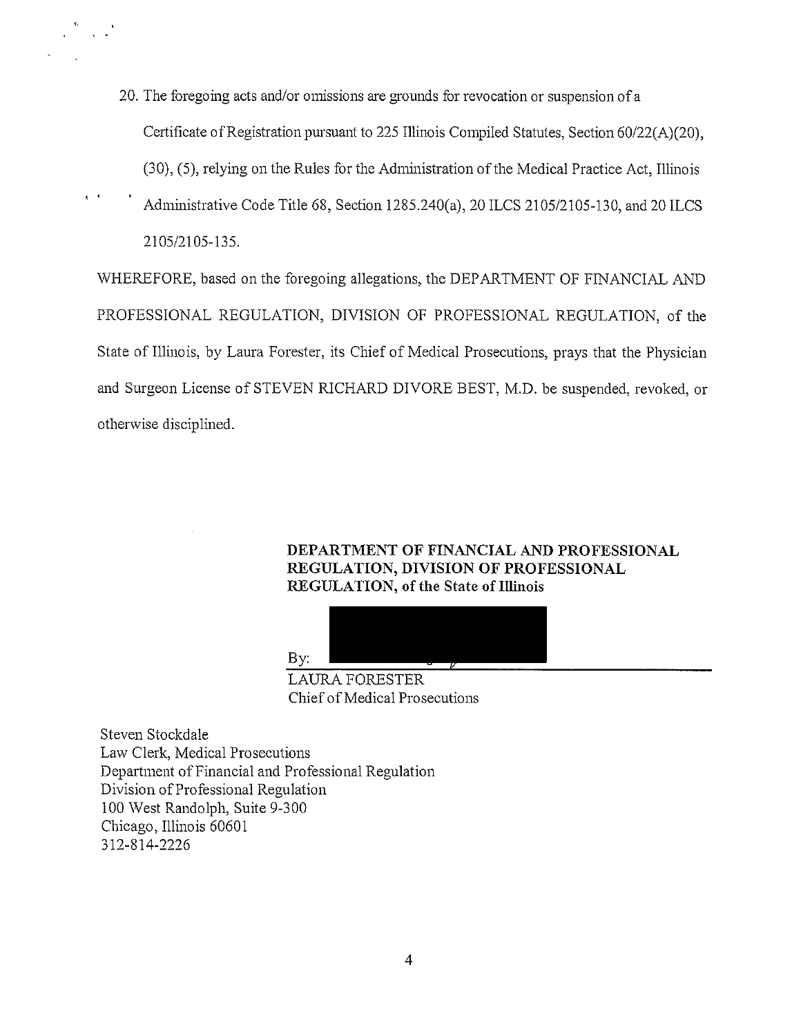20. The foregoing acts and/or omissions are grounds for revocation or suspension of a Certificate of Registration pursuant to 225 Illinois Compiled Statutes, Section 60/22(A)(20), (30), (5), relying on the Rules for the Administration of the Medical Practice Act, Illinois Administrative Code Title 68, Section 1285.240(a), 20 ILCS 2105/2105-130, and 20 ILCS 2105/2105-135.

WHEREFORE, based on the foregoing allegations, the DEPARTMENT OF FINANCIAL AND PROFESSIONAL REGULATION, DIVISION OF PROFESSIONAL REGULATION, of the State of Illinois, by Laura Forester, its Chief of Medical Prosecutions, prays that the Physician and Surgeon License of STEVEN RICHARD DIVORE BEST, M.D. be suspended, revoked, or otherwise disciplined.

**DEPARTMENT OF FINANCIAL AND PROFESSIONAL REGULATION, DIVISION OF PROFESSIONAL REGULATION, of the State of Illinois**

By: \_\_\_\_\_\_\_\_\_\_\_\_\_\_\_\_\_\_\_\_\_\_\_\_\_\_\_\_\_\_
LAURA FORESTER
Chief of Medical Prosecutions

Steven Stockdale
Law Clerk, Medical Prosecutions
Department of Financial and Professional Regulation
Division of Professional Regulation
100 West Randolph, Suite 9-300
Chicago, Illinois 60601
312-814-2226